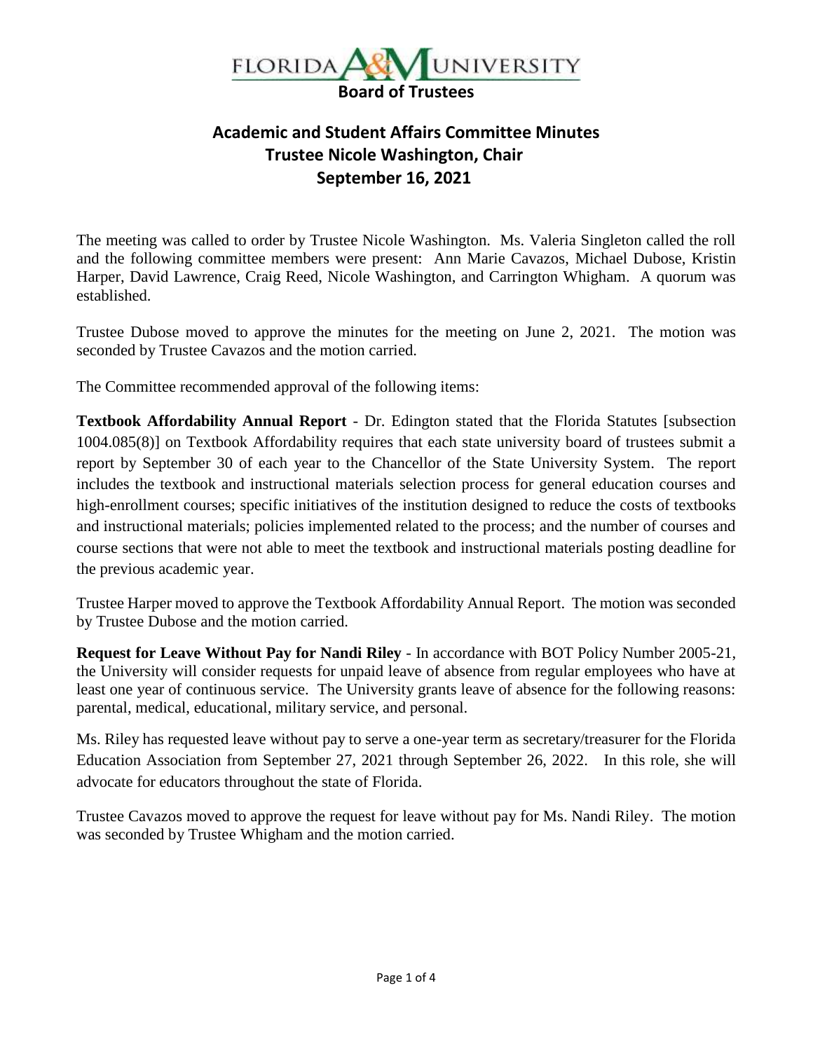# FLORIDA A&M UNIVERSITY

## Board of Trustees

## Academic and Student Affairs Committee Minutes
### Trustee Nicole Washington, Chair
### September 16, 2021

The meeting was called to order by Trustee Nicole Washington. Ms. Valeria Singleton called the roll and the following committee members were present: Ann Marie Cavazos, Michael Dubose, Kristin Harper, David Lawrence, Craig Reed, Nicole Washington, and Carrington Whigham. A quorum was established.

Trustee Dubose moved to approve the minutes for the meeting on June 2, 2021. The motion was seconded by Trustee Cavazos and the motion carried.

The Committee recommended approval of the following items:

**Textbook Affordability Annual Report** - Dr. Edington stated that the Florida Statutes [subsection 1004.085(8)] on Textbook Affordability requires that each state university board of trustees submit a report by September 30 of each year to the Chancellor of the State University System. The report includes the textbook and instructional materials selection process for general education courses and high-enrollment courses; specific initiatives of the institution designed to reduce the costs of textbooks and instructional materials; policies implemented related to the process; and the number of courses and course sections that were not able to meet the textbook and instructional materials posting deadline for the previous academic year.

Trustee Harper moved to approve the Textbook Affordability Annual Report. The motion was seconded by Trustee Dubose and the motion carried.

**Request for Leave Without Pay for Nandi Riley** - In accordance with BOT Policy Number 2005-21, the University will consider requests for unpaid leave of absence from regular employees who have at least one year of continuous service. The University grants leave of absence for the following reasons: parental, medical, educational, military service, and personal.

Ms. Riley has requested leave without pay to serve a one-year term as secretary/treasurer for the Florida Education Association from September 27, 2021 through September 26, 2022. In this role, she will advocate for educators throughout the state of Florida.

Trustee Cavazos moved to approve the request for leave without pay for Ms. Nandi Riley. The motion was seconded by Trustee Whigham and the motion carried.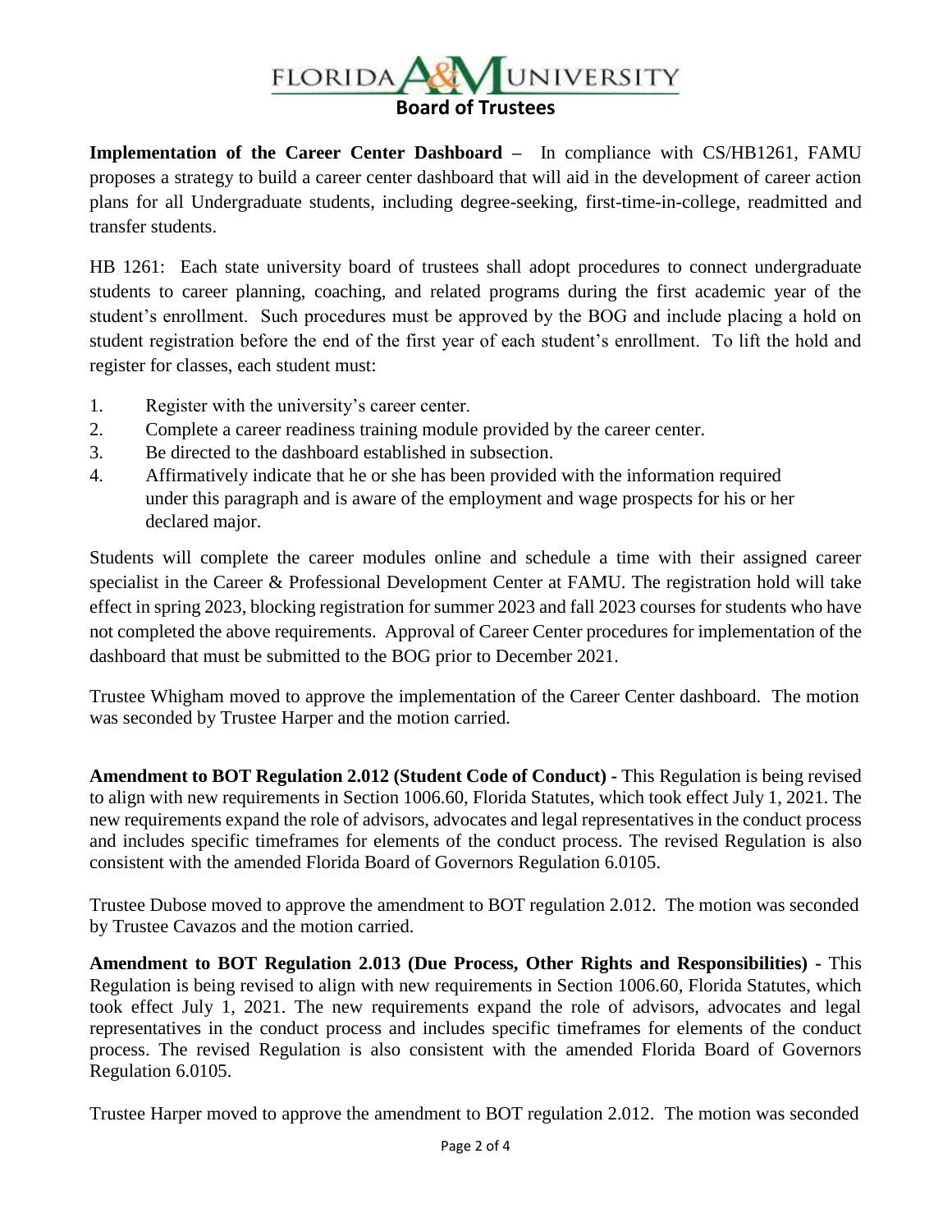**Implementation of the Career Center Dashboard –** In compliance with CS/HB1261, FAMU proposes a strategy to build a career center dashboard that will aid in the development of career action plans for all Undergraduate students, including degree-seeking, first-time-in-college, readmitted and transfer students.

HB 1261: Each state university board of trustees shall adopt procedures to connect undergraduate students to career planning, coaching, and related programs during the first academic year of the student's enrollment. Such procedures must be approved by the BOG and include placing a hold on student registration before the end of the first year of each student's enrollment. To lift the hold and register for classes, each student must:

1. Register with the university's career center.
2. Complete a career readiness training module provided by the career center.
3. Be directed to the dashboard established in subsection.
4. Affirmatively indicate that he or she has been provided with the information required under this paragraph and is aware of the employment and wage prospects for his or her declared major.

Students will complete the career modules online and schedule a time with their assigned career specialist in the Career & Professional Development Center at FAMU. The registration hold will take effect in spring 2023, blocking registration for summer 2023 and fall 2023 courses for students who have not completed the above requirements. Approval of Career Center procedures for implementation of the dashboard that must be submitted to the BOG prior to December 2021.

Trustee Whigham moved to approve the implementation of the Career Center dashboard. The motion was seconded by Trustee Harper and the motion carried.

**Amendment to BOT Regulation 2.012 (Student Code of Conduct) -** This Regulation is being revised to align with new requirements in Section 1006.60, Florida Statutes, which took effect July 1, 2021. The new requirements expand the role of advisors, advocates and legal representatives in the conduct process and includes specific timeframes for elements of the conduct process. The revised Regulation is also consistent with the amended Florida Board of Governors Regulation 6.0105.

Trustee Dubose moved to approve the amendment to BOT regulation 2.012. The motion was seconded by Trustee Cavazos and the motion carried.

**Amendment to BOT Regulation 2.013 (Due Process, Other Rights and Responsibilities) -** This Regulation is being revised to align with new requirements in Section 1006.60, Florida Statutes, which took effect July 1, 2021. The new requirements expand the role of advisors, advocates and legal representatives in the conduct process and includes specific timeframes for elements of the conduct process. The revised Regulation is also consistent with the amended Florida Board of Governors Regulation 6.0105.

Trustee Harper moved to approve the amendment to BOT regulation 2.012. The motion was seconded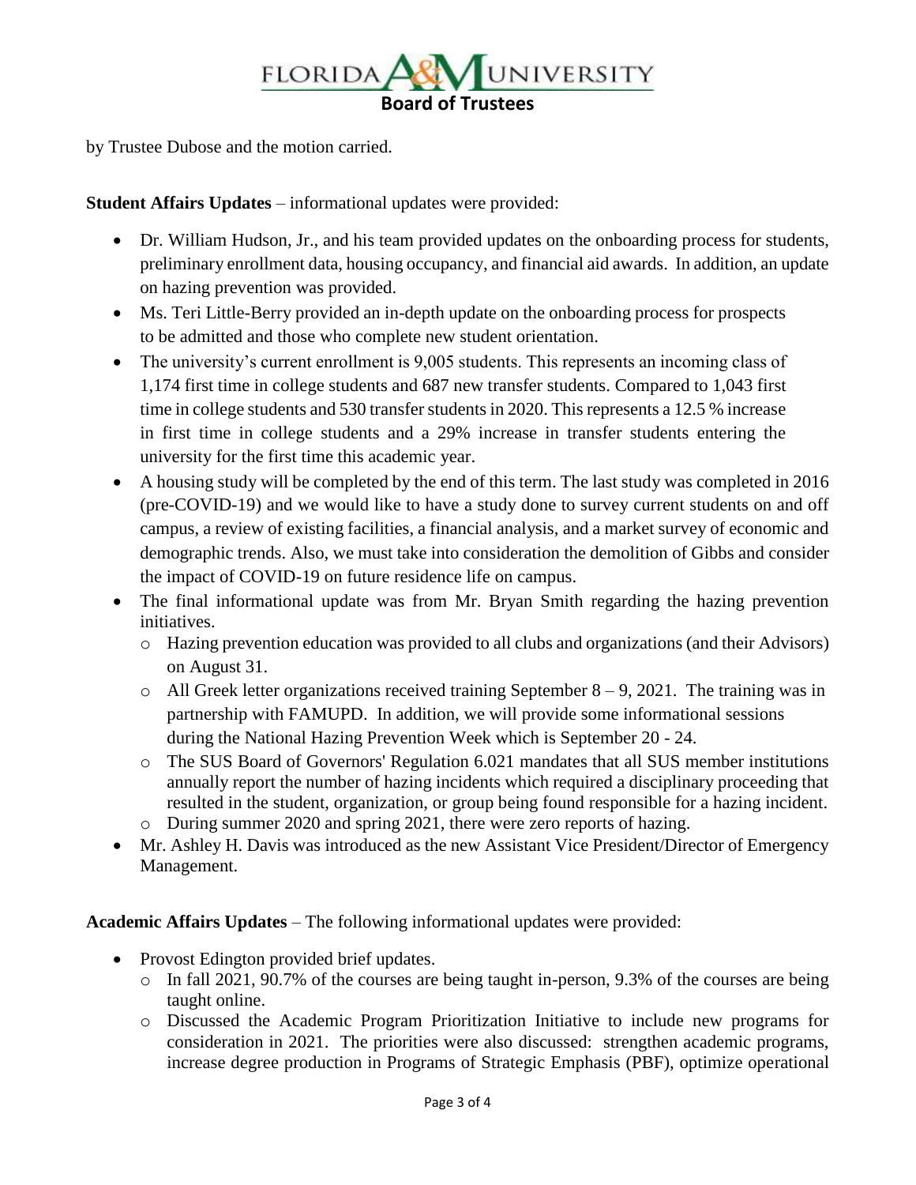by Trustee Dubose and the motion carried.

**Student Affairs Updates** – informational updates were provided:

- Dr. William Hudson, Jr., and his team provided updates on the onboarding process for students, preliminary enrollment data, housing occupancy, and financial aid awards. In addition, an update on hazing prevention was provided.
- Ms. Teri Little-Berry provided an in-depth update on the onboarding process for prospects to be admitted and those who complete new student orientation.
- The university's current enrollment is 9,005 students. This represents an incoming class of 1,174 first time in college students and 687 new transfer students. Compared to 1,043 first time in college students and 530 transfer students in 2020. This represents a 12.5 % increase in first time in college students and a 29% increase in transfer students entering the university for the first time this academic year.
- A housing study will be completed by the end of this term. The last study was completed in 2016 (pre-COVID-19) and we would like to have a study done to survey current students on and off campus, a review of existing facilities, a financial analysis, and a market survey of economic and demographic trends. Also, we must take into consideration the demolition of Gibbs and consider the impact of COVID-19 on future residence life on campus.
- The final informational update was from Mr. Bryan Smith regarding the hazing prevention initiatives.
  - Hazing prevention education was provided to all clubs and organizations (and their Advisors) on August 31.
  - All Greek letter organizations received training September 8 – 9, 2021. The training was in partnership with FAMUPD. In addition, we will provide some informational sessions during the National Hazing Prevention Week which is September 20 - 24.
  - The SUS Board of Governors' Regulation 6.021 mandates that all SUS member institutions annually report the number of hazing incidents which required a disciplinary proceeding that resulted in the student, organization, or group being found responsible for a hazing incident.
  - During summer 2020 and spring 2021, there were zero reports of hazing.
- Mr. Ashley H. Davis was introduced as the new Assistant Vice President/Director of Emergency Management.

**Academic Affairs Updates** – The following informational updates were provided:

- Provost Edington provided brief updates.
  - In fall 2021, 90.7% of the courses are being taught in-person, 9.3% of the courses are being taught online.
  - Discussed the Academic Program Prioritization Initiative to include new programs for consideration in 2021. The priorities were also discussed: strengthen academic programs, increase degree production in Programs of Strategic Emphasis (PBF), optimize operational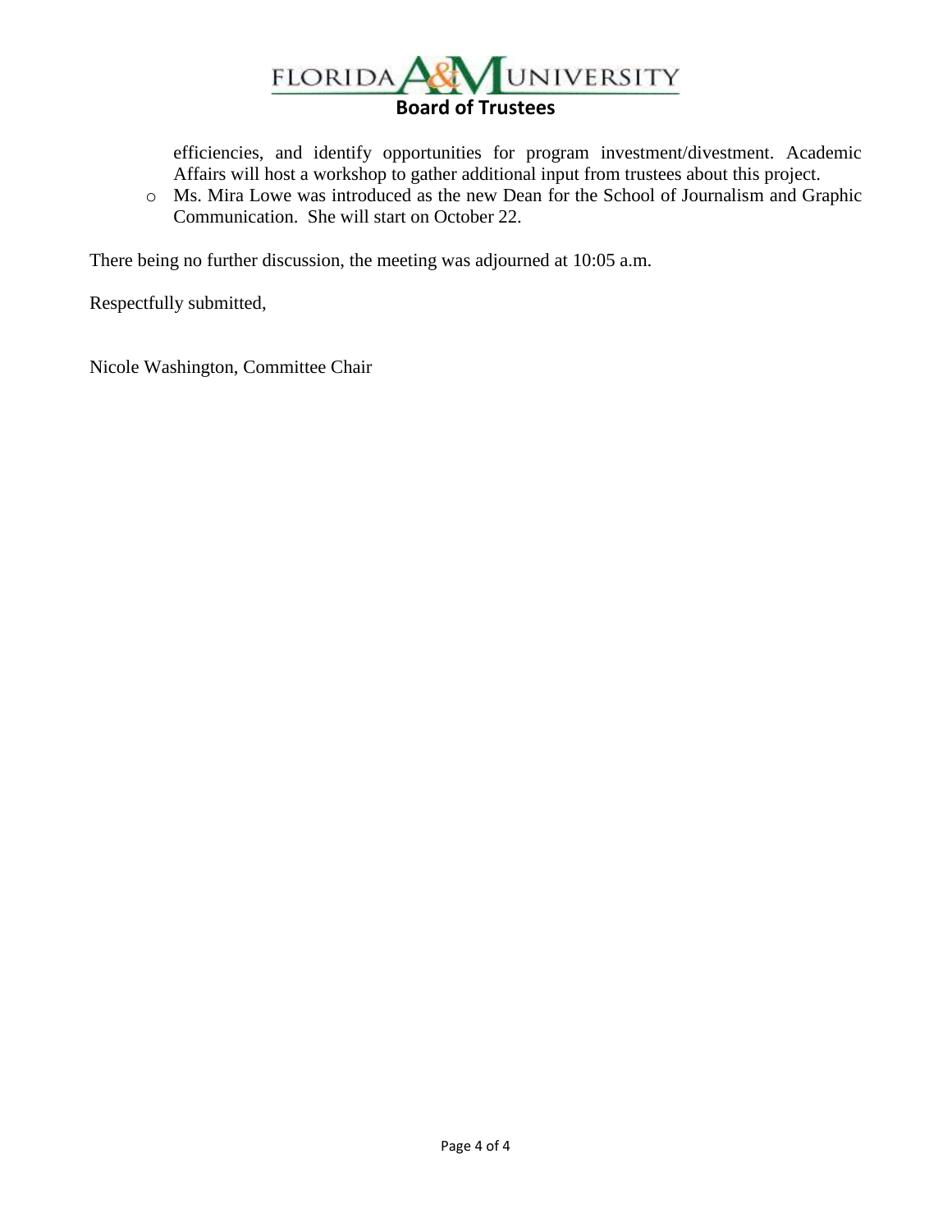efficiencies, and identify opportunities for program investment/divestment. Academic Affairs will host a workshop to gather additional input from trustees about this project.

- Ms. Mira Lowe was introduced as the new Dean for the School of Journalism and Graphic Communication. She will start on October 22.

There being no further discussion, the meeting was adjourned at 10:05 a.m.

Respectfully submitted,

Nicole Washington, Committee Chair